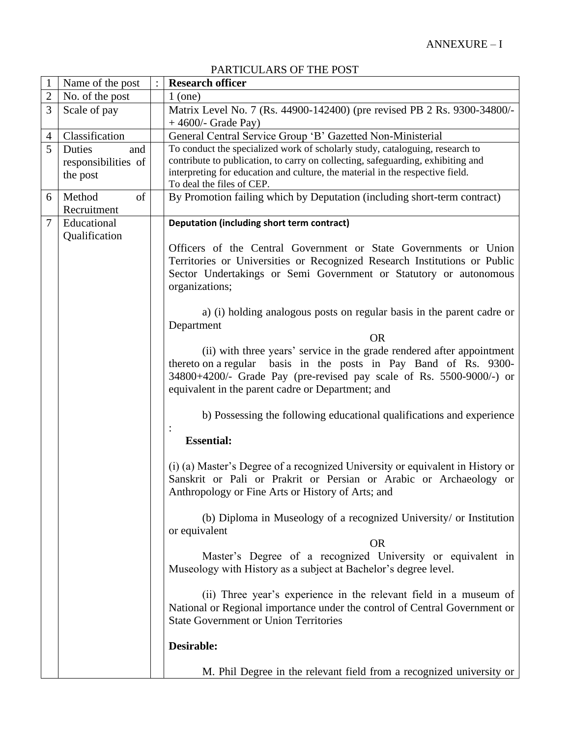ANNEXURE – I

PARTICULARS OF THE POST

| | | | |
|---|---|---|---|
| 1 | Name of the post | : | **Research officer** |
| 2 | No. of the post | | 1 (one) |
| 3 | Scale of pay | | Matrix Level No. 7 (Rs. 44900-142400) (pre revised PB 2 Rs. 9300-34800/- + 4600/- Grade Pay) |
| 4 | Classification | | General Central Service Group 'B' Gazetted Non-Ministerial |
| 5 | Duties and responsibilities of the post | | To conduct the specialized work of scholarly study, cataloguing, research to contribute to publication, to carry on collecting, safeguarding, exhibiting and interpreting for education and culture, the material in the respective field.<br>To deal the files of CEP. |
| 6 | Method of Recruitment | | By Promotion failing which by Deputation (including short-term contract) |
| 7 | Educational Qualification | | **Deputation (including short term contract)**<br><br>Officers of the Central Government or State Governments or Union Territories or Universities or Recognized Research Institutions or Public Sector Undertakings or Semi Government or Statutory or autonomous organizations;<br><br>a) (i) holding analogous posts on regular basis in the parent cadre or Department<br>OR<br>(ii) with three years' service in the grade rendered after appointment thereto on a regular basis in the posts in Pay Band of Rs. 9300-34800+4200/- Grade Pay (pre-revised pay scale of Rs. 5500-9000/-) or equivalent in the parent cadre or Department; and<br><br>b) Possessing the following educational qualifications and experience :<br>**Essential:**<br><br>(i) (a) Master's Degree of a recognized University or equivalent in History or Sanskrit or Pali or Prakrit or Persian or Arabic or Archaeology or Anthropology or Fine Arts or History of Arts; and<br><br>(b) Diploma in Museology of a recognized University/ or Institution or equivalent<br>OR<br>Master's Degree of a recognized University or equivalent in Museology with History as a subject at Bachelor's degree level.<br><br>(ii) Three year's experience in the relevant field in a museum of National or Regional importance under the control of Central Government or State Government or Union Territories<br><br>**Desirable:**<br><br>M. Phil Degree in the relevant field from a recognized university or |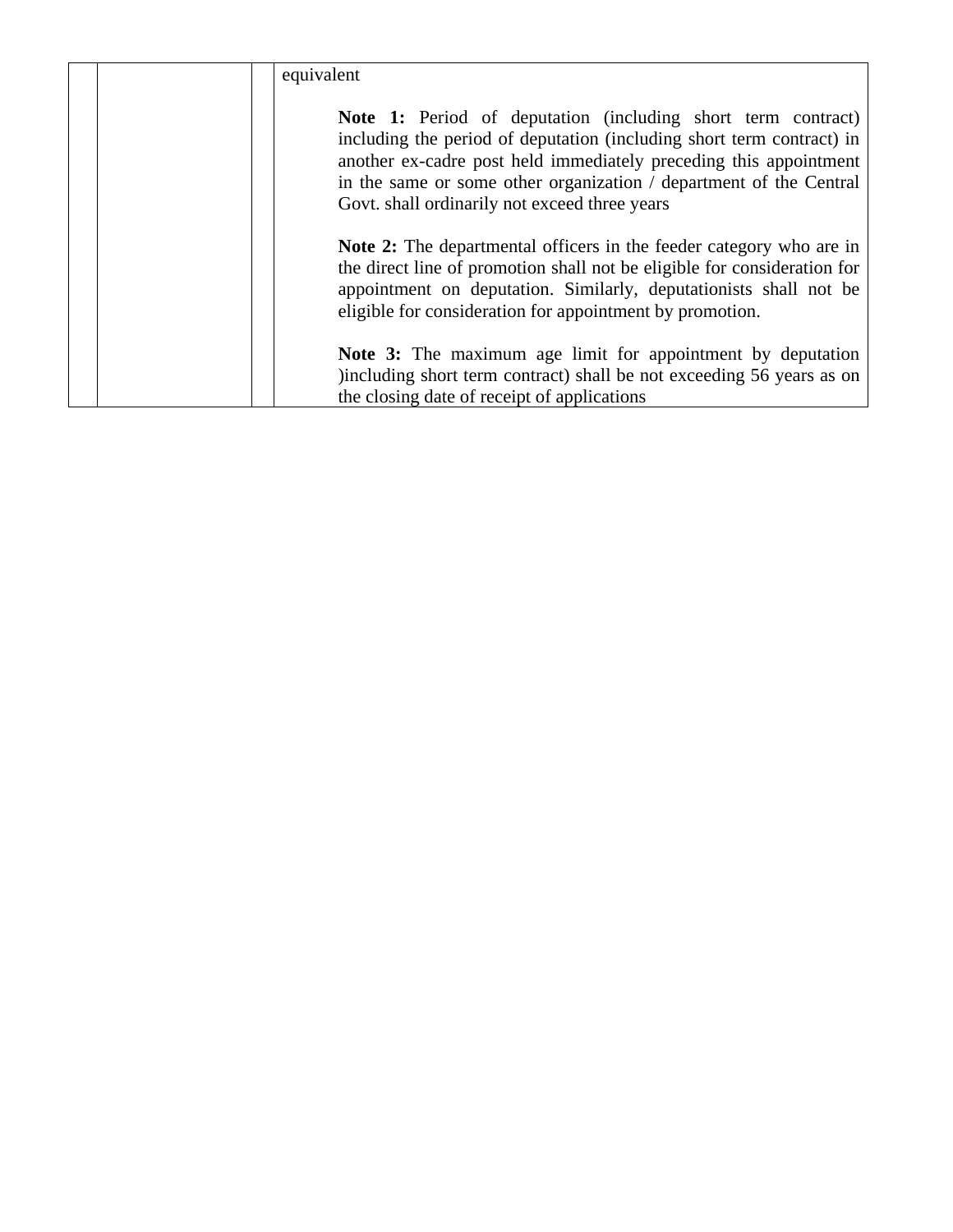| | | | |
|---|---|---|---|
| | | | equivalent<br><br>**Note 1:** Period of deputation (including short term contract) including the period of deputation (including short term contract) in another ex-cadre post held immediately preceding this appointment in the same or some other organization / department of the Central Govt. shall ordinarily not exceed three years<br><br>**Note 2:** The departmental officers in the feeder category who are in the direct line of promotion shall not be eligible for consideration for appointment on deputation. Similarly, deputationists shall not be eligible for consideration for appointment by promotion.<br><br>**Note 3:** The maximum age limit for appointment by deputation )including short term contract) shall be not exceeding 56 years as on the closing date of receipt of applications |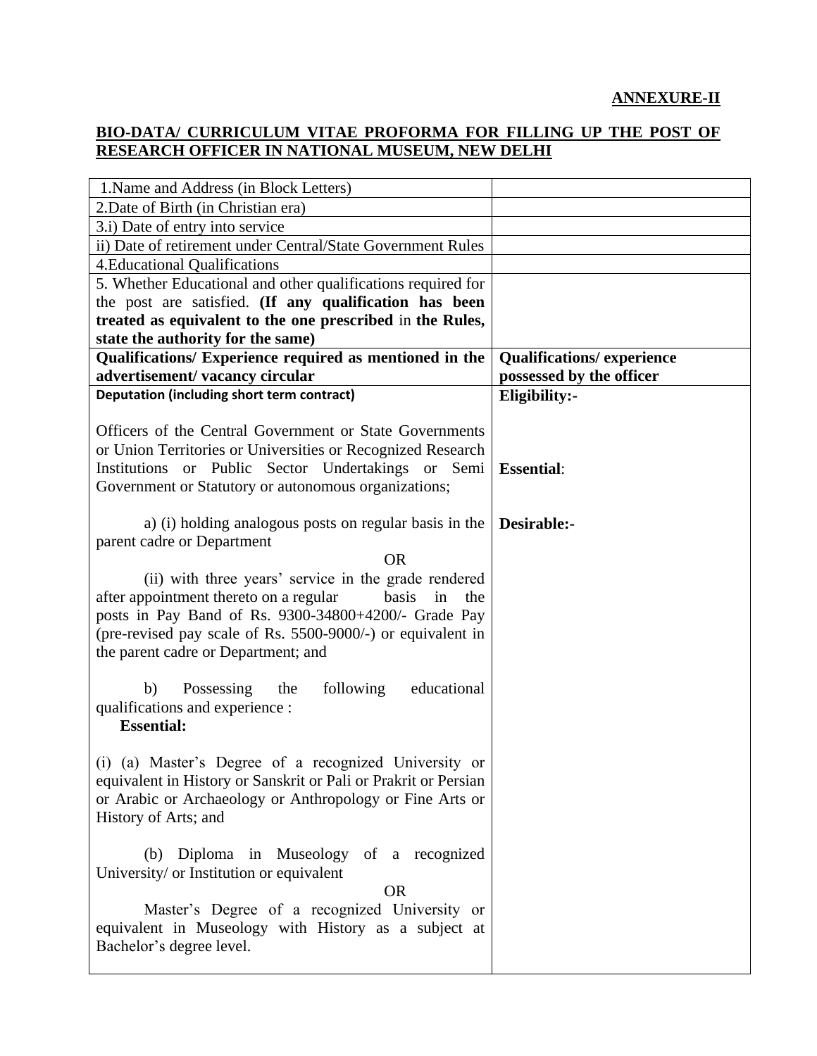**ANNEXURE-II**

**BIO-DATA/ CURRICULUM VITAE PROFORMA FOR FILLING UP THE POST OF RESEARCH OFFICER IN NATIONAL MUSEUM, NEW DELHI**

| | |
|---|---|
| 1.Name and Address (in Block Letters) | |
| 2.Date of Birth (in Christian era) | |
| 3.i) Date of entry into service | |
| ii) Date of retirement under Central/State Government Rules | |
| 4.Educational Qualifications | |
| 5. Whether Educational and other qualifications required for the post are satisfied. **(If any qualification has been treated as equivalent to the one prescribed** in **the Rules, state the authority for the same)** | |
| **Qualifications/ Experience required as mentioned in the advertisement/ vacancy circular** | **Qualifications/ experience possessed by the officer** |
| **Deputation (including short term contract)**<br><br>Officers of the Central Government or State Governments or Union Territories or Universities or Recognized Research Institutions or Public Sector Undertakings or Semi Government or Statutory or autonomous organizations;<br><br>a) (i) holding analogous posts on regular basis in the parent cadre or Department<br>OR<br>(ii) with three years' service in the grade rendered after appointment thereto on a regular basis in the posts in Pay Band of Rs. 9300-34800+4200/- Grade Pay (pre-revised pay scale of Rs. 5500-9000/-) or equivalent in the parent cadre or Department; and<br><br>b) Possessing the following educational qualifications and experience :<br>**Essential:**<br><br>(i) (a) Master's Degree of a recognized University or equivalent in History or Sanskrit or Pali or Prakrit or Persian or Arabic or Archaeology or Anthropology or Fine Arts or History of Arts; and<br><br>(b) Diploma in Museology of a recognized University/ or Institution or equivalent<br>OR<br>Master's Degree of a recognized University or equivalent in Museology with History as a subject at Bachelor's degree level. | **Eligibility:-**<br><br>**Essential**:<br><br>**Desirable:-** |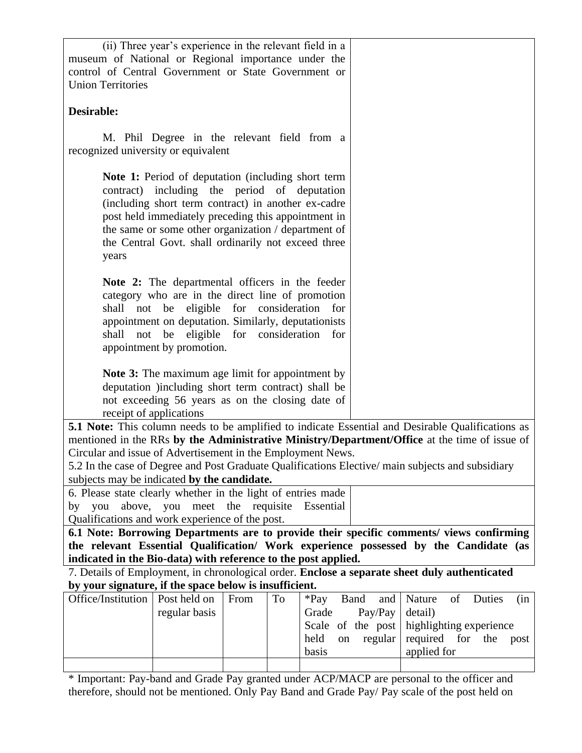| | |
|---|---|
| (ii) Three year's experience in the relevant field in a museum of National or Regional importance under the control of Central Government or State Government or Union Territories<br><br>**Desirable:**<br><br>M. Phil Degree in the relevant field from a recognized university or equivalent<br><br>**Note 1:** Period of deputation (including short term contract) including the period of deputation (including short term contract) in another ex-cadre post held immediately preceding this appointment in the same or some other organization / department of the Central Govt. shall ordinarily not exceed three years<br><br>**Note 2:** The departmental officers in the feeder category who are in the direct line of promotion shall not be eligible for consideration for appointment on deputation. Similarly, deputationists shall not be eligible for consideration for appointment by promotion.<br><br>**Note 3:** The maximum age limit for appointment by deputation )including short term contract) shall be not exceeding 56 years as on the closing date of receipt of applications | |

**5.1 Note:** This column needs to be amplified to indicate Essential and Desirable Qualifications as mentioned in the RRs **by the Administrative Ministry/Department/Office** at the time of issue of Circular and issue of Advertisement in the Employment News.

5.2 In the case of Degree and Post Graduate Qualifications Elective/ main subjects and subsidiary subjects may be indicated **by the candidate.**

| | |
|---|---|
| 6. Please state clearly whether in the light of entries made by you above, you meet the requisite Essential Qualifications and work experience of the post. | |

**6.1 Note: Borrowing Departments are to provide their specific comments/ views confirming the relevant Essential Qualification/ Work experience possessed by the Candidate (as indicated in the Bio-data) with reference to the post applied.**

7. Details of Employment, in chronological order. **Enclose a separate sheet duly authenticated by your signature, if the space below is insufficient.**

| Office/Institution | Post held on regular basis | From | To | *Pay Band and Grade Pay/Pay Scale of the post held on regular basis | Nature of Duties (in detail) highlighting experience required for the post applied for |
|---|---|---|---|---|---|
| | | | | | |

\* Important: Pay-band and Grade Pay granted under ACP/MACP are personal to the officer and therefore, should not be mentioned. Only Pay Band and Grade Pay/ Pay scale of the post held on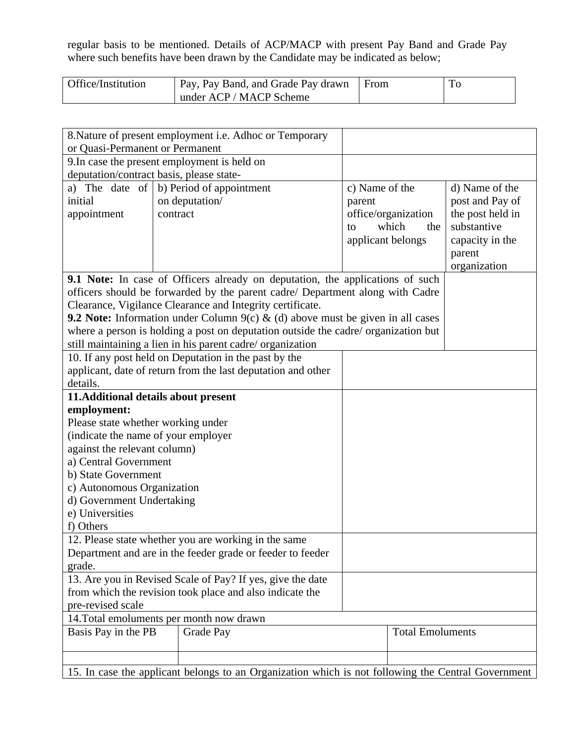regular basis to be mentioned. Details of ACP/MACP with present Pay Band and Grade Pay where such benefits have been drawn by the Candidate may be indicated as below;

| Office/Institution | Pay, Pay Band, and Grade Pay drawn under ACP / MACP Scheme | From | To |
|---|---|---|---|

| | | | |
|---|---|---|---|
| 8.Nature of present employment i.e. Adhoc or Temporary or Quasi-Permanent or Permanent | | | |
| 9.In case the present employment is held on deputation/contract basis, please state- | | | |
| a) The date of initial appointment | b) Period of appointment on deputation/ contract | c) Name of the parent office/organization to which the applicant belongs | d) Name of the post and Pay of the post held in substantive capacity in the parent organization |
| **9.1 Note:** In case of Officers already on deputation, the applications of such officers should be forwarded by the parent cadre/ Department along with Cadre Clearance, Vigilance Clearance and Integrity certificate.<br>**9.2 Note:** Information under Column 9(c) & (d) above must be given in all cases where a person is holding a post on deputation outside the cadre/ organization but still maintaining a lien in his parent cadre/ organization | | | |
| 10. If any post held on Deputation in the past by the applicant, date of return from the last deputation and other details. | | | |
| **11.Additional details about present employment:**<br>Please state whether working under (indicate the name of your employer against the relevant column)<br>a) Central Government<br>b) State Government<br>c) Autonomous Organization<br>d) Government Undertaking<br>e) Universities<br>f) Others | | | |
| 12. Please state whether you are working in the same Department and are in the feeder grade or feeder to feeder grade. | | | |
| 13. Are you in Revised Scale of Pay? If yes, give the date from which the revision took place and also indicate the pre-revised scale | | | |

14.Total emoluments per month now drawn

| Basis Pay in the PB | Grade Pay | Total Emoluments |
|---|---|---|
| | | |

15. In case the applicant belongs to an Organization which is not following the Central Government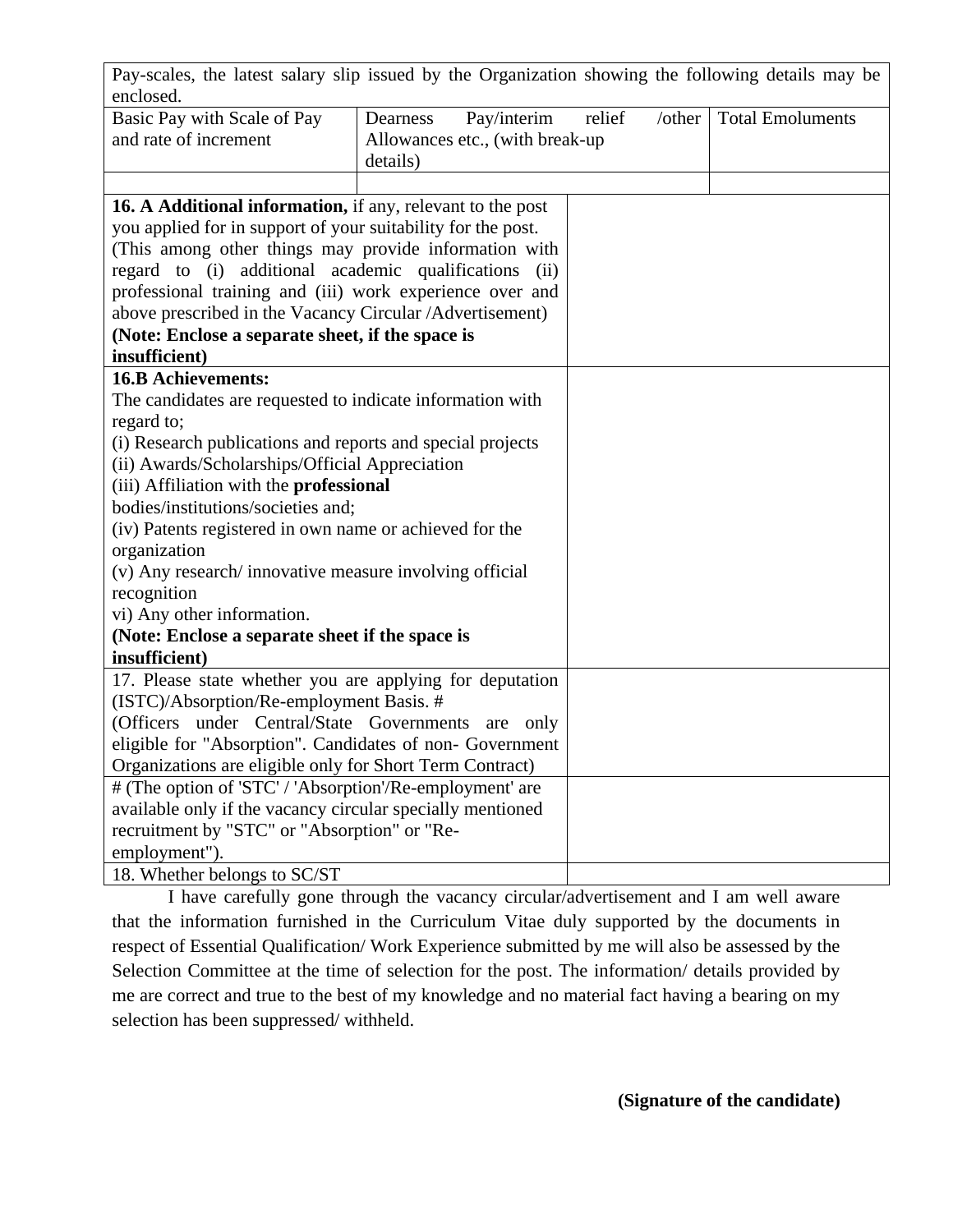| Pay-scales, the latest salary slip issued by the Organization showing the following details may be enclosed. | | |
|---|---|---|
| Basic Pay with Scale of Pay and rate of increment | Dearness Pay/interim relief /other Allowances etc., (with break-up details) | Total Emoluments |
| | | |

| | |
|---|---|
| **16. A Additional information,** if any, relevant to the post you applied for in support of your suitability for the post. (This among other things may provide information with regard to (i) additional academic qualifications (ii) professional training and (iii) work experience over and above prescribed in the Vacancy Circular /Advertisement) **(Note: Enclose a separate sheet, if the space is insufficient)** | |
| **16.B Achievements:** The candidates are requested to indicate information with regard to; (i) Research publications and reports and special projects (ii) Awards/Scholarships/Official Appreciation (iii) Affiliation with the **professional** bodies/institutions/societies and; (iv) Patents registered in own name or achieved for the organization (v) Any research/ innovative measure involving official recognition vi) Any other information. **(Note: Enclose a separate sheet if the space is insufficient)** | |
| 17. Please state whether you are applying for deputation (ISTC)/Absorption/Re-employment Basis. # (Officers under Central/State Governments are only eligible for "Absorption". Candidates of non- Government Organizations are eligible only for Short Term Contract) | |
| # (The option of 'STC' / 'Absorption'/Re-employment' are available only if the vacancy circular specially mentioned recruitment by "STC" or "Absorption" or "Re-employment"). | |
| 18. Whether belongs to SC/ST | |

I have carefully gone through the vacancy circular/advertisement and I am well aware that the information furnished in the Curriculum Vitae duly supported by the documents in respect of Essential Qualification/ Work Experience submitted by me will also be assessed by the Selection Committee at the time of selection for the post. The information/ details provided by me are correct and true to the best of my knowledge and no material fact having a bearing on my selection has been suppressed/ withheld.

**(Signature of the candidate)**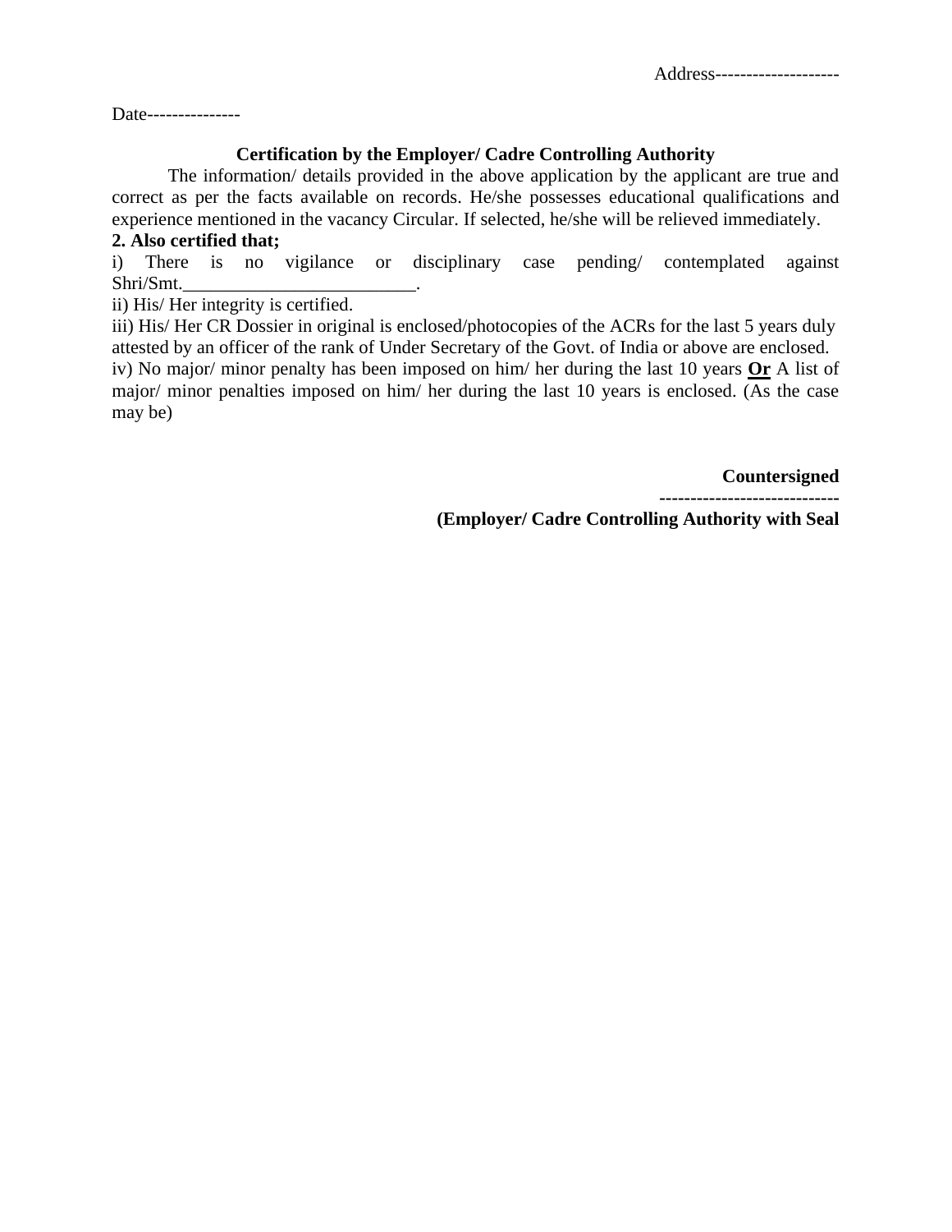Address--------------------

Date---------------

**Certification by the Employer/ Cadre Controlling Authority**

The information/ details provided in the above application by the applicant are true and correct as per the facts available on records. He/she possesses educational qualifications and experience mentioned in the vacancy Circular. If selected, he/she will be relieved immediately.

**2. Also certified that;**

i) There is no vigilance or disciplinary case pending/ contemplated against Shri/Smt.__________________________.

ii) His/ Her integrity is certified.

iii) His/ Her CR Dossier in original is enclosed/photocopies of the ACRs for the last 5 years duly attested by an officer of the rank of Under Secretary of the Govt. of India or above are enclosed.

iv) No major/ minor penalty has been imposed on him/ her during the last 10 years **Or** A list of major/ minor penalties imposed on him/ her during the last 10 years is enclosed. (As the case may be)

**Countersigned**

**-----------------------------**

**(Employer/ Cadre Controlling Authority with Seal**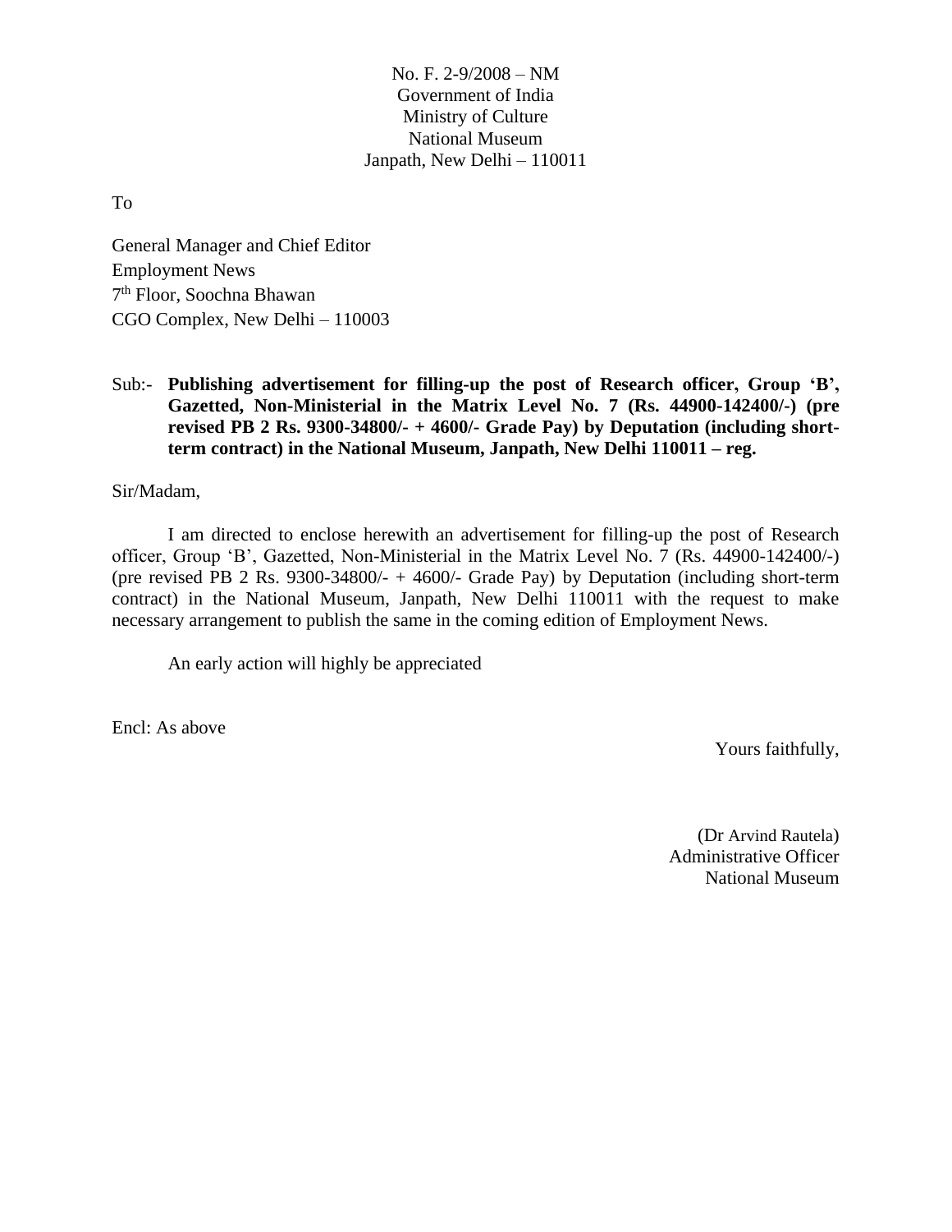No. F. 2-9/2008 – NM
Government of India
Ministry of Culture
National Museum
Janpath, New Delhi – 110011

To

General Manager and Chief Editor
Employment News
7th Floor, Soochna Bhawan
CGO Complex, New Delhi – 110003

Sub:- **Publishing advertisement for filling-up the post of Research officer, Group 'B', Gazetted, Non-Ministerial in the Matrix Level No. 7 (Rs. 44900-142400/-) (pre revised PB 2 Rs. 9300-34800/- + 4600/- Grade Pay) by Deputation (including short-term contract) in the National Museum, Janpath, New Delhi 110011 – reg.**

Sir/Madam,

I am directed to enclose herewith an advertisement for filling-up the post of Research officer, Group 'B', Gazetted, Non-Ministerial in the Matrix Level No. 7 (Rs. 44900-142400/-) (pre revised PB 2 Rs. 9300-34800/- + 4600/- Grade Pay) by Deputation (including short-term contract) in the National Museum, Janpath, New Delhi 110011 with the request to make necessary arrangement to publish the same in the coming edition of Employment News.

An early action will highly be appreciated

Encl: As above

Yours faithfully,

(Dr Arvind Rautela)
Administrative Officer
National Museum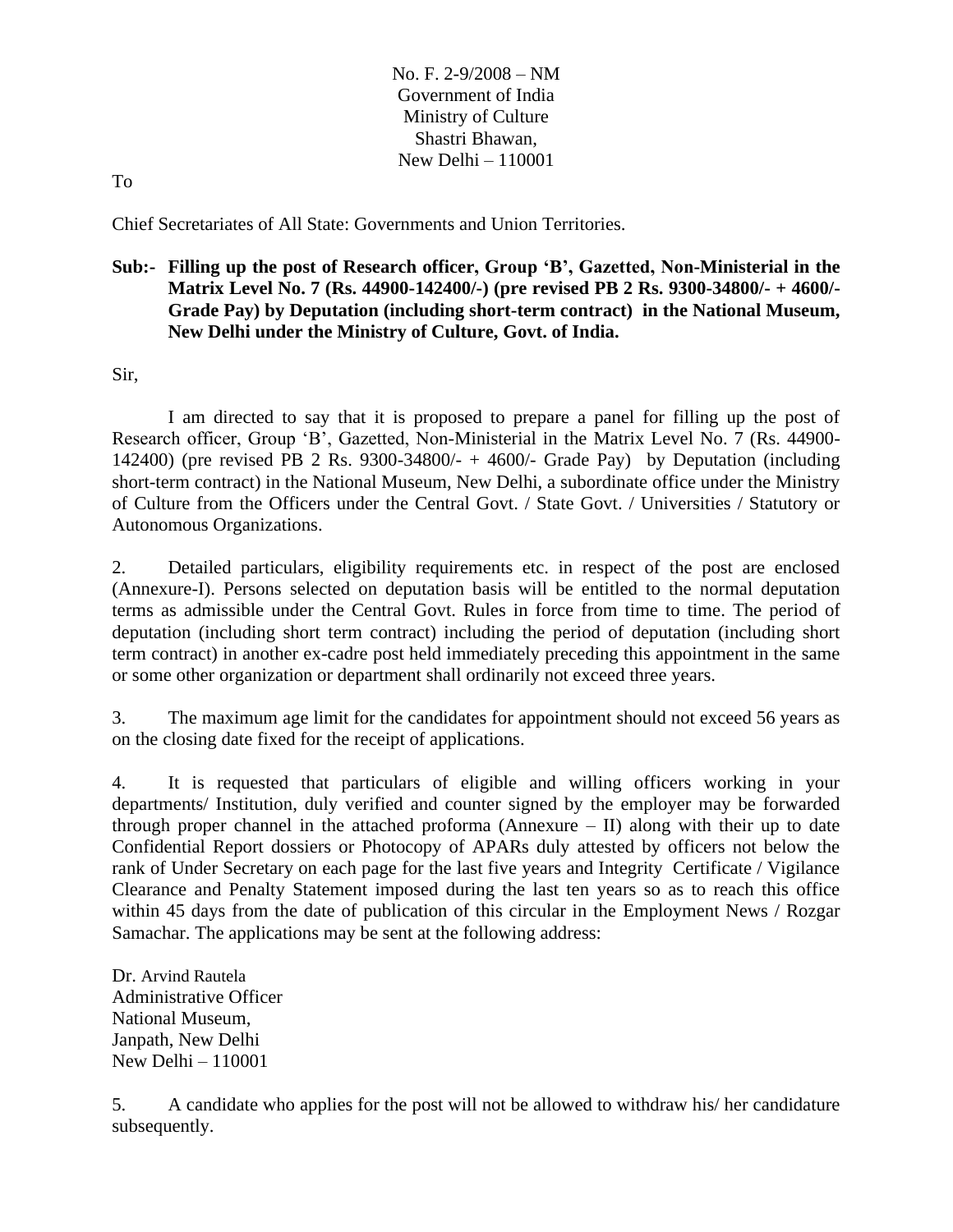No. F. 2-9/2008 – NM
Government of India
Ministry of Culture
Shastri Bhawan,
New Delhi – 110001

To

Chief Secretariates of All State: Governments and Union Territories.

**Sub:- Filling up the post of Research officer, Group 'B', Gazetted, Non-Ministerial in the Matrix Level No. 7 (Rs. 44900-142400/-) (pre revised PB 2 Rs. 9300-34800/- + 4600/- Grade Pay) by Deputation (including short-term contract) in the National Museum, New Delhi under the Ministry of Culture, Govt. of India.**

Sir,

I am directed to say that it is proposed to prepare a panel for filling up the post of Research officer, Group 'B', Gazetted, Non-Ministerial in the Matrix Level No. 7 (Rs. 44900-142400) (pre revised PB 2 Rs. 9300-34800/- + 4600/- Grade Pay) by Deputation (including short-term contract) in the National Museum, New Delhi, a subordinate office under the Ministry of Culture from the Officers under the Central Govt. / State Govt. / Universities / Statutory or Autonomous Organizations.

2. Detailed particulars, eligibility requirements etc. in respect of the post are enclosed (Annexure-I). Persons selected on deputation basis will be entitled to the normal deputation terms as admissible under the Central Govt. Rules in force from time to time. The period of deputation (including short term contract) including the period of deputation (including short term contract) in another ex-cadre post held immediately preceding this appointment in the same or some other organization or department shall ordinarily not exceed three years.

3. The maximum age limit for the candidates for appointment should not exceed 56 years as on the closing date fixed for the receipt of applications.

4. It is requested that particulars of eligible and willing officers working in your departments/ Institution, duly verified and counter signed by the employer may be forwarded through proper channel in the attached proforma (Annexure – II) along with their up to date Confidential Report dossiers or Photocopy of APARs duly attested by officers not below the rank of Under Secretary on each page for the last five years and Integrity Certificate / Vigilance Clearance and Penalty Statement imposed during the last ten years so as to reach this office within 45 days from the date of publication of this circular in the Employment News / Rozgar Samachar. The applications may be sent at the following address:

Dr. Arvind Rautela
Administrative Officer
National Museum,
Janpath, New Delhi
New Delhi – 110001

5. A candidate who applies for the post will not be allowed to withdraw his/ her candidature subsequently.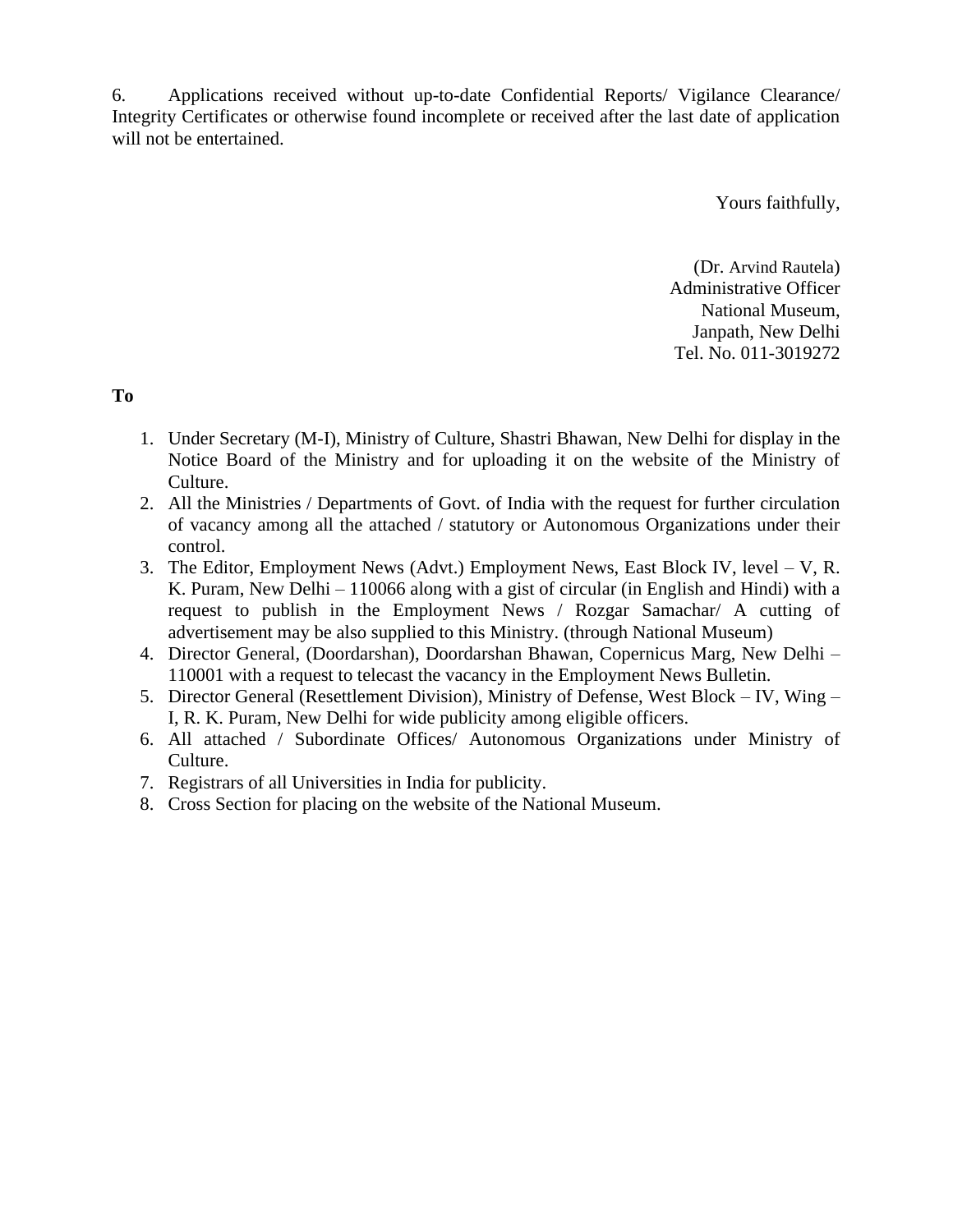6. Applications received without up-to-date Confidential Reports/ Vigilance Clearance/ Integrity Certificates or otherwise found incomplete or received after the last date of application will not be entertained.

Yours faithfully,

(Dr. Arvind Rautela)
Administrative Officer
National Museum,
Janpath, New Delhi
Tel. No. 011-3019272

**To**

1. Under Secretary (M-I), Ministry of Culture, Shastri Bhawan, New Delhi for display in the Notice Board of the Ministry and for uploading it on the website of the Ministry of Culture.
2. All the Ministries / Departments of Govt. of India with the request for further circulation of vacancy among all the attached / statutory or Autonomous Organizations under their control.
3. The Editor, Employment News (Advt.) Employment News, East Block IV, level – V, R. K. Puram, New Delhi – 110066 along with a gist of circular (in English and Hindi) with a request to publish in the Employment News / Rozgar Samachar/ A cutting of advertisement may be also supplied to this Ministry. (through National Museum)
4. Director General, (Doordarshan), Doordarshan Bhawan, Copernicus Marg, New Delhi – 110001 with a request to telecast the vacancy in the Employment News Bulletin.
5. Director General (Resettlement Division), Ministry of Defense, West Block – IV, Wing – I, R. K. Puram, New Delhi for wide publicity among eligible officers.
6. All attached / Subordinate Offices/ Autonomous Organizations under Ministry of Culture.
7. Registrars of all Universities in India for publicity.
8. Cross Section for placing on the website of the National Museum.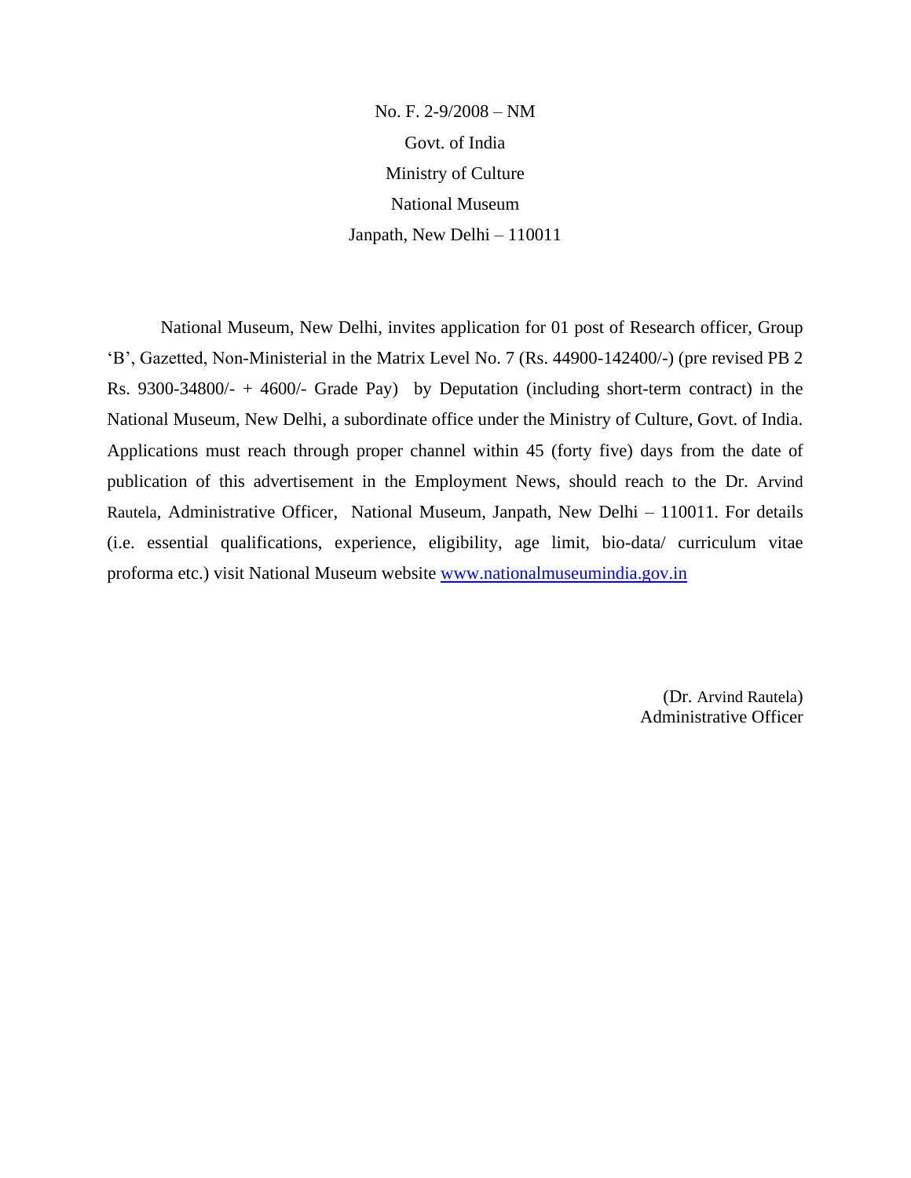No. F. 2-9/2008 – NM

Govt. of India

Ministry of Culture

National Museum

Janpath, New Delhi – 110011

National Museum, New Delhi, invites application for 01 post of Research officer, Group 'B', Gazetted, Non-Ministerial in the Matrix Level No. 7 (Rs. 44900-142400/-) (pre revised PB 2 Rs. 9300-34800/- + 4600/- Grade Pay) by Deputation (including short-term contract) in the National Museum, New Delhi, a subordinate office under the Ministry of Culture, Govt. of India. Applications must reach through proper channel within 45 (forty five) days from the date of publication of this advertisement in the Employment News, should reach to the Dr. Arvind Rautela, Administrative Officer, National Museum, Janpath, New Delhi – 110011. For details (i.e. essential qualifications, experience, eligibility, age limit, bio-data/ curriculum vitae proforma etc.) visit National Museum website [www.nationalmuseumindia.gov.in](http://www.nationalmuseumindia.gov.in)

(Dr. Arvind Rautela)
Administrative Officer